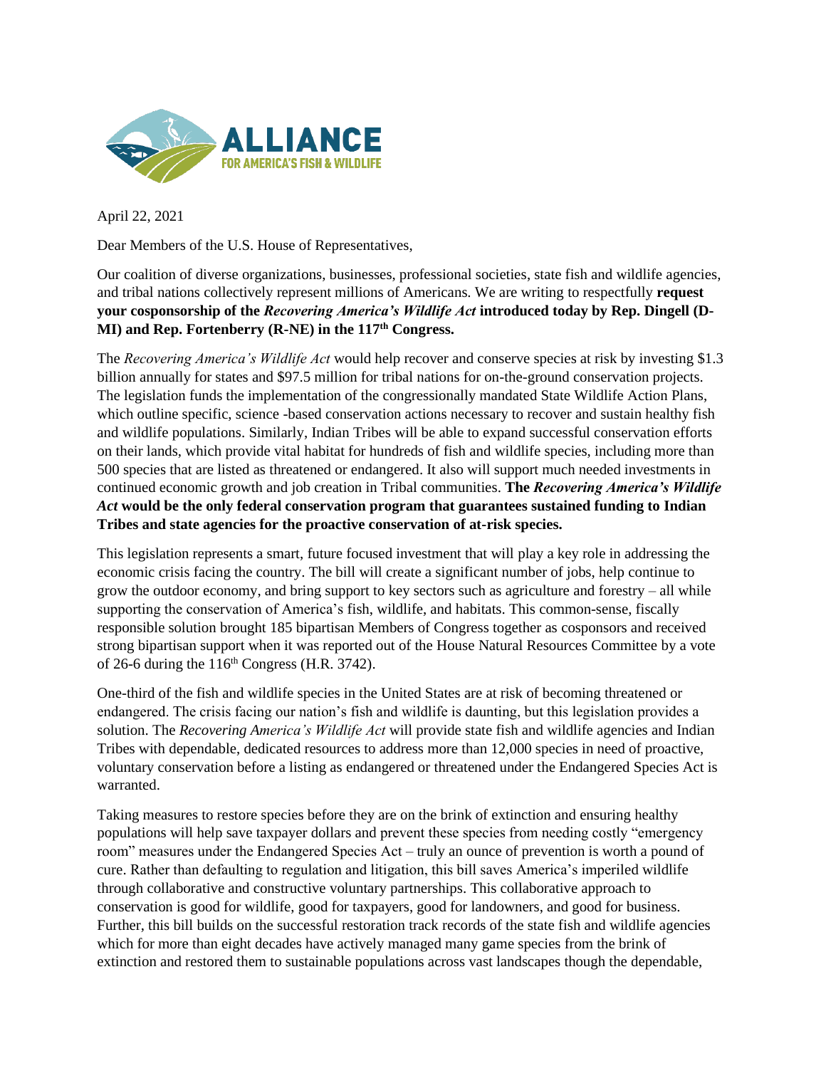**ALLIANCE**
**FOR AMERICA'S FISH & WILDLIFE**

April 22, 2021

Dear Members of the U.S. House of Representatives,

Our coalition of diverse organizations, businesses, professional societies, state fish and wildlife agencies, and tribal nations collectively represent millions of Americans. We are writing to respectfully **request your cosponsorship of the *Recovering America's Wildlife Act* introduced today by Rep. Dingell (D-MI) and Rep. Fortenberry (R-NE) in the 117th Congress.**

The *Recovering America's Wildlife Act* would help recover and conserve species at risk by investing $1.3 billion annually for states and $97.5 million for tribal nations for on-the-ground conservation projects. The legislation funds the implementation of the congressionally mandated State Wildlife Action Plans, which outline specific, science -based conservation actions necessary to recover and sustain healthy fish and wildlife populations. Similarly, Indian Tribes will be able to expand successful conservation efforts on their lands, which provide vital habitat for hundreds of fish and wildlife species, including more than 500 species that are listed as threatened or endangered. It also will support much needed investments in continued economic growth and job creation in Tribal communities. **The *Recovering America's Wildlife Act* would be the only federal conservation program that guarantees sustained funding to Indian Tribes and state agencies for the proactive conservation of at-risk species.**

This legislation represents a smart, future focused investment that will play a key role in addressing the economic crisis facing the country. The bill will create a significant number of jobs, help continue to grow the outdoor economy, and bring support to key sectors such as agriculture and forestry – all while supporting the conservation of America's fish, wildlife, and habitats. This common-sense, fiscally responsible solution brought 185 bipartisan Members of Congress together as cosponsors and received strong bipartisan support when it was reported out of the House Natural Resources Committee by a vote of 26-6 during the 116th Congress (H.R. 3742).

One-third of the fish and wildlife species in the United States are at risk of becoming threatened or endangered. The crisis facing our nation's fish and wildlife is daunting, but this legislation provides a solution. The *Recovering America's Wildlife Act* will provide state fish and wildlife agencies and Indian Tribes with dependable, dedicated resources to address more than 12,000 species in need of proactive, voluntary conservation before a listing as endangered or threatened under the Endangered Species Act is warranted.

Taking measures to restore species before they are on the brink of extinction and ensuring healthy populations will help save taxpayer dollars and prevent these species from needing costly "emergency room" measures under the Endangered Species Act – truly an ounce of prevention is worth a pound of cure. Rather than defaulting to regulation and litigation, this bill saves America's imperiled wildlife through collaborative and constructive voluntary partnerships. This collaborative approach to conservation is good for wildlife, good for taxpayers, good for landowners, and good for business. Further, this bill builds on the successful restoration track records of the state fish and wildlife agencies which for more than eight decades have actively managed many game species from the brink of extinction and restored them to sustainable populations across vast landscapes though the dependable,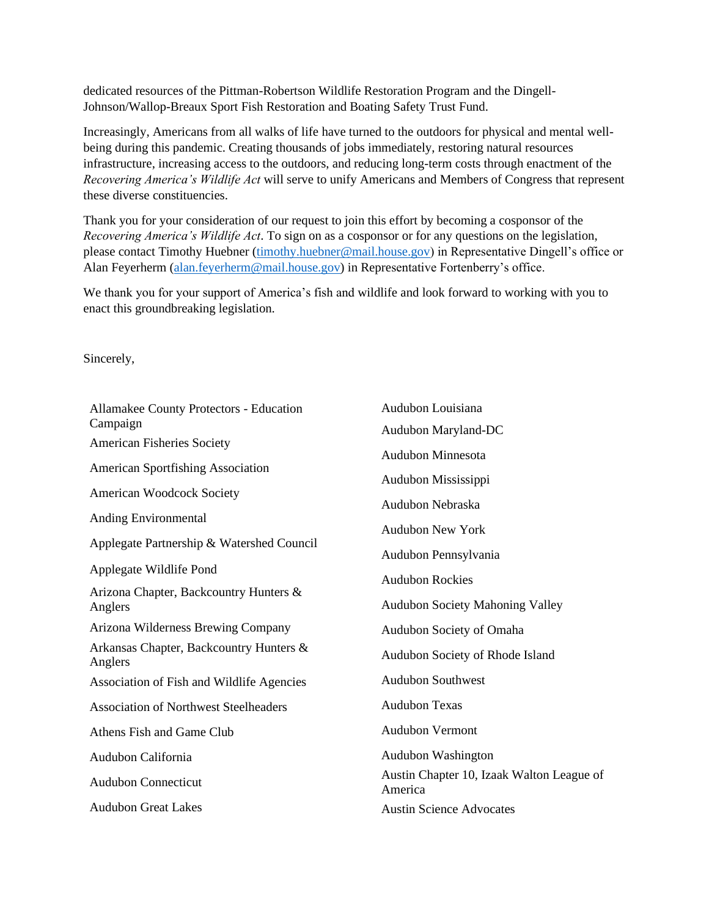dedicated resources of the Pittman-Robertson Wildlife Restoration Program and the Dingell-Johnson/Wallop-Breaux Sport Fish Restoration and Boating Safety Trust Fund.

Increasingly, Americans from all walks of life have turned to the outdoors for physical and mental well-being during this pandemic. Creating thousands of jobs immediately, restoring natural resources infrastructure, increasing access to the outdoors, and reducing long-term costs through enactment of the *Recovering America's Wildlife Act* will serve to unify Americans and Members of Congress that represent these diverse constituencies.

Thank you for your consideration of our request to join this effort by becoming a cosponsor of the *Recovering America's Wildlife Act*. To sign on as a cosponsor or for any questions on the legislation, please contact Timothy Huebner (timothy.huebner@mail.house.gov) in Representative Dingell's office or Alan Feyerherm (alan.feyerherm@mail.house.gov) in Representative Fortenberry's office.

We thank you for your support of America's fish and wildlife and look forward to working with you to enact this groundbreaking legislation.

Sincerely,

Allamakee County Protectors - Education Campaign  
American Fisheries Society  
American Sportfishing Association  
American Woodcock Society  
Anding Environmental  
Applegate Partnership & Watershed Council  
Applegate Wildlife Pond  
Arizona Chapter, Backcountry Hunters & Anglers  
Arizona Wilderness Brewing Company  
Arkansas Chapter, Backcountry Hunters & Anglers  
Association of Fish and Wildlife Agencies  
Association of Northwest Steelheaders  
Athens Fish and Game Club  
Audubon California  
Audubon Connecticut  
Audubon Great Lakes  
Audubon Louisiana  
Audubon Maryland-DC  
Audubon Minnesota  
Audubon Mississippi  
Audubon Nebraska  
Audubon New York  
Audubon Pennsylvania  
Audubon Rockies  
Audubon Society Mahoning Valley  
Audubon Society of Omaha  
Audubon Society of Rhode Island  
Audubon Southwest  
Audubon Texas  
Audubon Vermont  
Audubon Washington  
Austin Chapter 10, Izaak Walton League of America  
Austin Science Advocates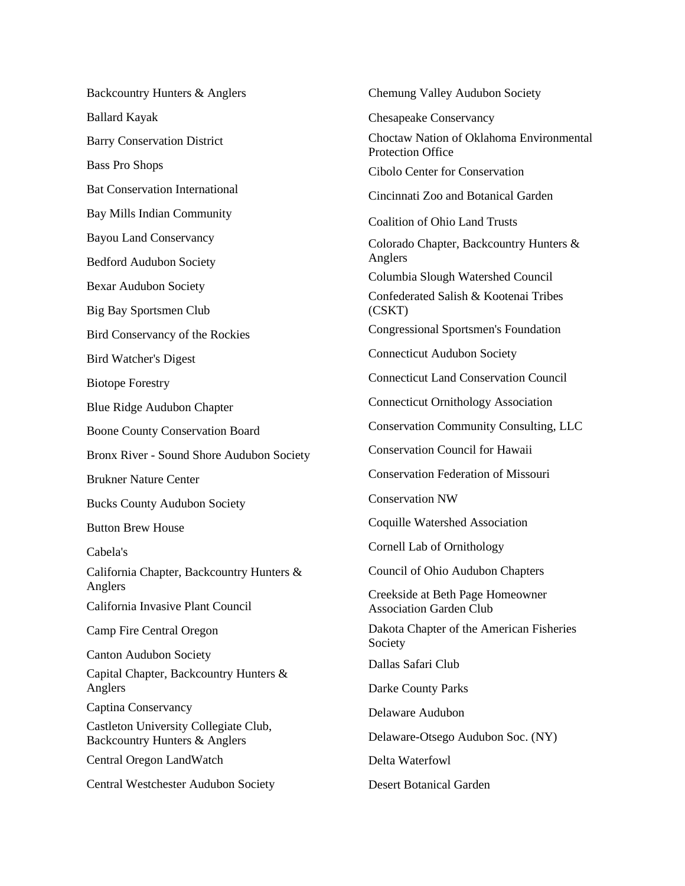Backcountry Hunters & Anglers

Ballard Kayak

Barry Conservation District

Bass Pro Shops

Bat Conservation International

Bay Mills Indian Community

Bayou Land Conservancy

Bedford Audubon Society

Bexar Audubon Society

Big Bay Sportsmen Club

Bird Conservancy of the Rockies

Bird Watcher's Digest

Biotope Forestry

Blue Ridge Audubon Chapter

Boone County Conservation Board

Bronx River - Sound Shore Audubon Society

Brukner Nature Center

Bucks County Audubon Society

Button Brew House

Cabela's

California Chapter, Backcountry Hunters & Anglers

California Invasive Plant Council

Camp Fire Central Oregon

Canton Audubon Society

Capital Chapter, Backcountry Hunters & Anglers

Captina Conservancy

Castleton University Collegiate Club, Backcountry Hunters & Anglers

Central Oregon LandWatch

Central Westchester Audubon Society

Chemung Valley Audubon Society

Chesapeake Conservancy

Choctaw Nation of Oklahoma Environmental Protection Office

Cibolo Center for Conservation

Cincinnati Zoo and Botanical Garden

Coalition of Ohio Land Trusts

Colorado Chapter, Backcountry Hunters & Anglers

Columbia Slough Watershed Council

Confederated Salish & Kootenai Tribes (CSKT)

Congressional Sportsmen's Foundation

Connecticut Audubon Society

Connecticut Land Conservation Council

Connecticut Ornithology Association

Conservation Community Consulting, LLC

Conservation Council for Hawaii

Conservation Federation of Missouri

Conservation NW

Coquille Watershed Association

Cornell Lab of Ornithology

Council of Ohio Audubon Chapters

Creekside at Beth Page Homeowner Association Garden Club

Dakota Chapter of the American Fisheries Society

Dallas Safari Club

Darke County Parks

Delaware Audubon

Delaware-Otsego Audubon Soc. (NY)

Delta Waterfowl

Desert Botanical Garden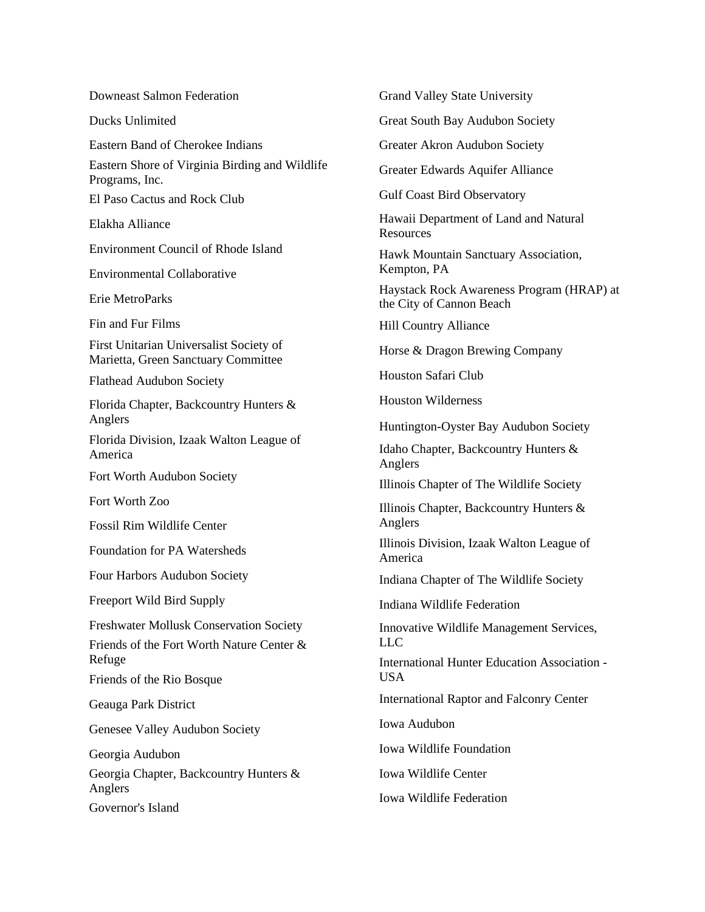Downeast Salmon Federation

Ducks Unlimited

Eastern Band of Cherokee Indians

Eastern Shore of Virginia Birding and Wildlife Programs, Inc.

El Paso Cactus and Rock Club

Elakha Alliance

Environment Council of Rhode Island

Environmental Collaborative

Erie MetroParks

Fin and Fur Films

First Unitarian Universalist Society of Marietta, Green Sanctuary Committee

Flathead Audubon Society

Florida Chapter, Backcountry Hunters & Anglers

Florida Division, Izaak Walton League of America

Fort Worth Audubon Society

Fort Worth Zoo

Fossil Rim Wildlife Center

Foundation for PA Watersheds

Four Harbors Audubon Society

Freeport Wild Bird Supply

Freshwater Mollusk Conservation Society

Friends of the Fort Worth Nature Center & Refuge

Friends of the Rio Bosque

Geauga Park District

Genesee Valley Audubon Society

Georgia Audubon

Georgia Chapter, Backcountry Hunters & Anglers

Governor's Island

Grand Valley State University

Great South Bay Audubon Society

Greater Akron Audubon Society

Greater Edwards Aquifer Alliance

Gulf Coast Bird Observatory

Hawaii Department of Land and Natural Resources

Hawk Mountain Sanctuary Association, Kempton, PA

Haystack Rock Awareness Program (HRAP) at the City of Cannon Beach

Hill Country Alliance

Horse & Dragon Brewing Company

Houston Safari Club

Houston Wilderness

Huntington-Oyster Bay Audubon Society

Idaho Chapter, Backcountry Hunters & Anglers

Illinois Chapter of The Wildlife Society

Illinois Chapter, Backcountry Hunters & Anglers

Illinois Division, Izaak Walton League of America

Indiana Chapter of The Wildlife Society

Indiana Wildlife Federation

Innovative Wildlife Management Services, LLC

International Hunter Education Association - USA

International Raptor and Falconry Center

Iowa Audubon

Iowa Wildlife Foundation

Iowa Wildlife Center

Iowa Wildlife Federation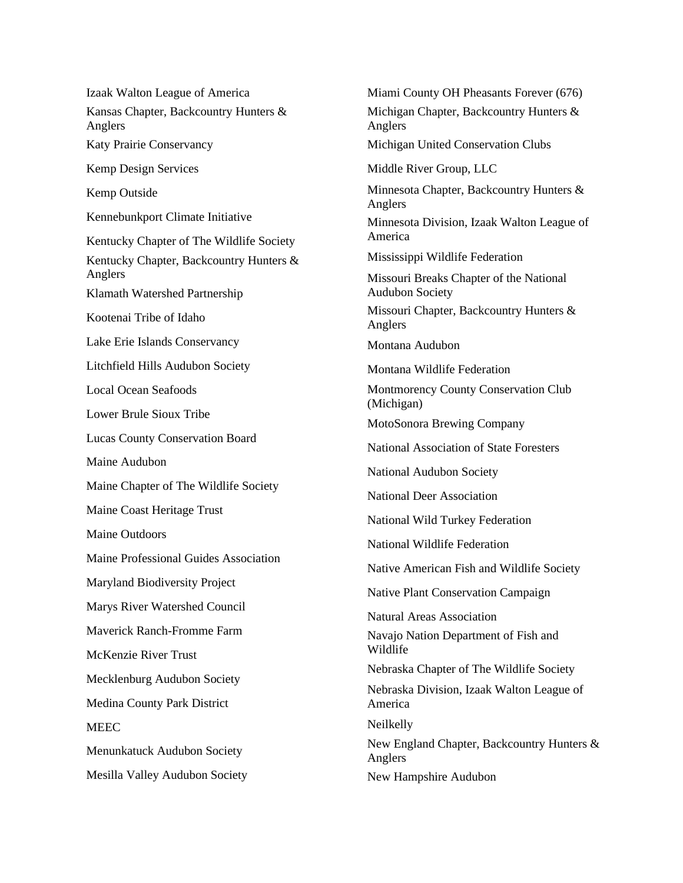Izaak Walton League of America

Kansas Chapter, Backcountry Hunters & Anglers

Katy Prairie Conservancy

Kemp Design Services

Kemp Outside

Kennebunkport Climate Initiative

Kentucky Chapter of The Wildlife Society

Kentucky Chapter, Backcountry Hunters & Anglers

Klamath Watershed Partnership

Kootenai Tribe of Idaho

Lake Erie Islands Conservancy

Litchfield Hills Audubon Society

Local Ocean Seafoods

Lower Brule Sioux Tribe

Lucas County Conservation Board

Maine Audubon

Maine Chapter of The Wildlife Society

Maine Coast Heritage Trust

Maine Outdoors

Maine Professional Guides Association

Maryland Biodiversity Project

Marys River Watershed Council

Maverick Ranch-Fromme Farm

McKenzie River Trust

Mecklenburg Audubon Society

Medina County Park District

MEEC

Menunkatuck Audubon Society

Mesilla Valley Audubon Society

Miami County OH Pheasants Forever (676)

Michigan Chapter, Backcountry Hunters & Anglers

Michigan United Conservation Clubs

Middle River Group, LLC

Minnesota Chapter, Backcountry Hunters & Anglers

Minnesota Division, Izaak Walton League of America

Mississippi Wildlife Federation

Missouri Breaks Chapter of the National Audubon Society

Missouri Chapter, Backcountry Hunters & Anglers

Montana Audubon

Montana Wildlife Federation

Montmorency County Conservation Club (Michigan)

MotoSonora Brewing Company

National Association of State Foresters

National Audubon Society

National Deer Association

National Wild Turkey Federation

National Wildlife Federation

Native American Fish and Wildlife Society

Native Plant Conservation Campaign

Natural Areas Association

Navajo Nation Department of Fish and Wildlife

Nebraska Chapter of The Wildlife Society

Nebraska Division, Izaak Walton League of America

Neilkelly

New England Chapter, Backcountry Hunters & Anglers

New Hampshire Audubon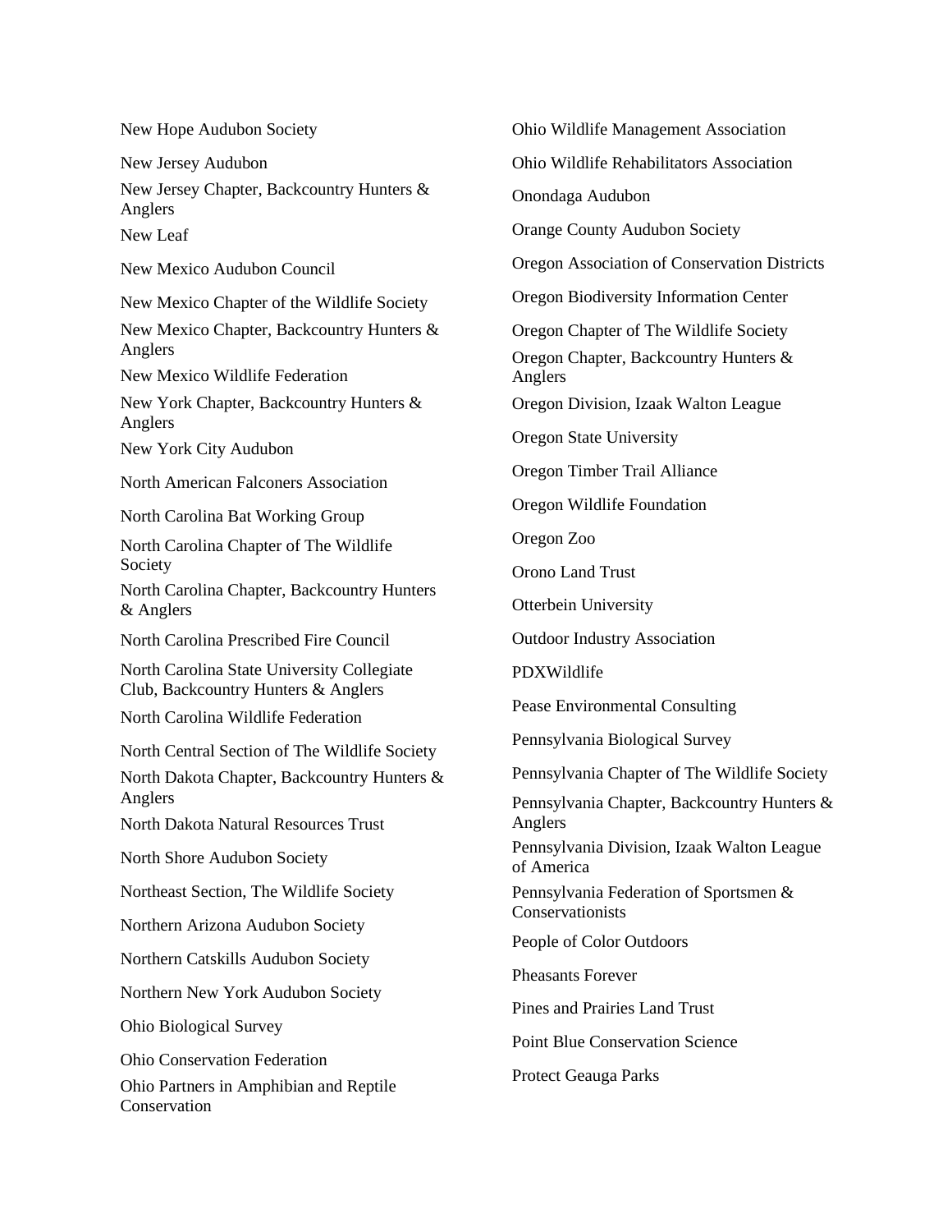New Hope Audubon Society

New Jersey Audubon

New Jersey Chapter, Backcountry Hunters & Anglers

New Leaf

New Mexico Audubon Council

New Mexico Chapter of the Wildlife Society

New Mexico Chapter, Backcountry Hunters & Anglers

New Mexico Wildlife Federation

New York Chapter, Backcountry Hunters & Anglers

New York City Audubon

North American Falconers Association

North Carolina Bat Working Group

North Carolina Chapter of The Wildlife Society

North Carolina Chapter, Backcountry Hunters & Anglers

North Carolina Prescribed Fire Council

North Carolina State University Collegiate Club, Backcountry Hunters & Anglers

North Carolina Wildlife Federation

North Central Section of The Wildlife Society

North Dakota Chapter, Backcountry Hunters & Anglers

North Dakota Natural Resources Trust

North Shore Audubon Society

Northeast Section, The Wildlife Society

Northern Arizona Audubon Society

Northern Catskills Audubon Society

Northern New York Audubon Society

Ohio Biological Survey

Ohio Conservation Federation

Ohio Partners in Amphibian and Reptile Conservation

Ohio Wildlife Management Association

Ohio Wildlife Rehabilitators Association

Onondaga Audubon

Orange County Audubon Society

Oregon Association of Conservation Districts

Oregon Biodiversity Information Center

Oregon Chapter of The Wildlife Society

Oregon Chapter, Backcountry Hunters & Anglers

Oregon Division, Izaak Walton League

Oregon State University

Oregon Timber Trail Alliance

Oregon Wildlife Foundation

Oregon Zoo

Orono Land Trust

Otterbein University

Outdoor Industry Association

PDXWildlife

Pease Environmental Consulting

Pennsylvania Biological Survey

Pennsylvania Chapter of The Wildlife Society

Pennsylvania Chapter, Backcountry Hunters & Anglers

Pennsylvania Division, Izaak Walton League of America

Pennsylvania Federation of Sportsmen & Conservationists

People of Color Outdoors

Pheasants Forever

Pines and Prairies Land Trust

Point Blue Conservation Science

Protect Geauga Parks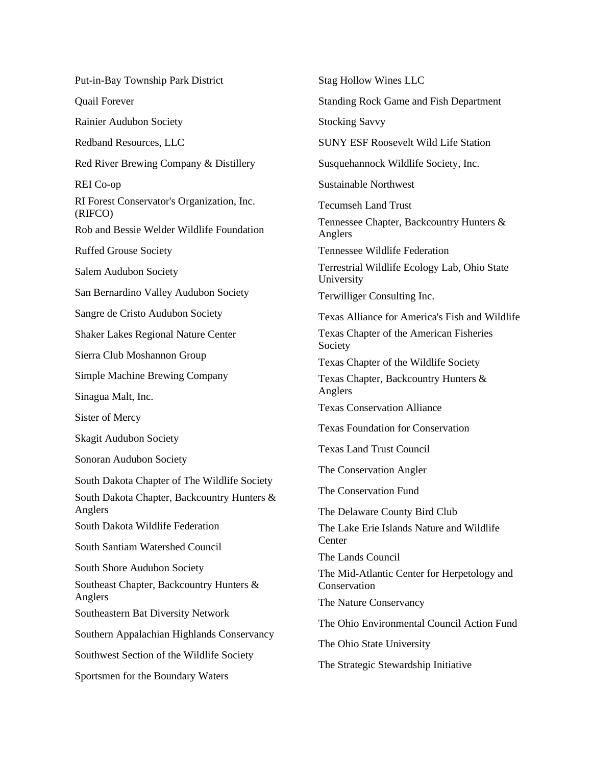Put-in-Bay Township Park District

Quail Forever

Rainier Audubon Society

Redband Resources, LLC

Red River Brewing Company & Distillery

REI Co-op

RI Forest Conservator's Organization, Inc. (RIFCO)

Rob and Bessie Welder Wildlife Foundation

Ruffed Grouse Society

Salem Audubon Society

San Bernardino Valley Audubon Society

Sangre de Cristo Audubon Society

Shaker Lakes Regional Nature Center

Sierra Club Moshannon Group

Simple Machine Brewing Company

Sinagua Malt, Inc.

Sister of Mercy

Skagit Audubon Society

Sonoran Audubon Society

South Dakota Chapter of The Wildlife Society

South Dakota Chapter, Backcountry Hunters & Anglers

South Dakota Wildlife Federation

South Santiam Watershed Council

South Shore Audubon Society

Southeast Chapter, Backcountry Hunters & Anglers

Southeastern Bat Diversity Network

Southern Appalachian Highlands Conservancy

Southwest Section of the Wildlife Society

Sportsmen for the Boundary Waters

Stag Hollow Wines LLC

Standing Rock Game and Fish Department

Stocking Savvy

SUNY ESF Roosevelt Wild Life Station

Susquehannock Wildlife Society, Inc.

Sustainable Northwest

Tecumseh Land Trust

Tennessee Chapter, Backcountry Hunters & Anglers

Tennessee Wildlife Federation

Terrestrial Wildlife Ecology Lab, Ohio State University

Terwilliger Consulting Inc.

Texas Alliance for America's Fish and Wildlife

Texas Chapter of the American Fisheries Society

Texas Chapter of the Wildlife Society

Texas Chapter, Backcountry Hunters & Anglers

Texas Conservation Alliance

Texas Foundation for Conservation

Texas Land Trust Council

The Conservation Angler

The Conservation Fund

The Delaware County Bird Club

The Lake Erie Islands Nature and Wildlife Center

The Lands Council

The Mid-Atlantic Center for Herpetology and Conservation

The Nature Conservancy

The Ohio Environmental Council Action Fund

The Ohio State University

The Strategic Stewardship Initiative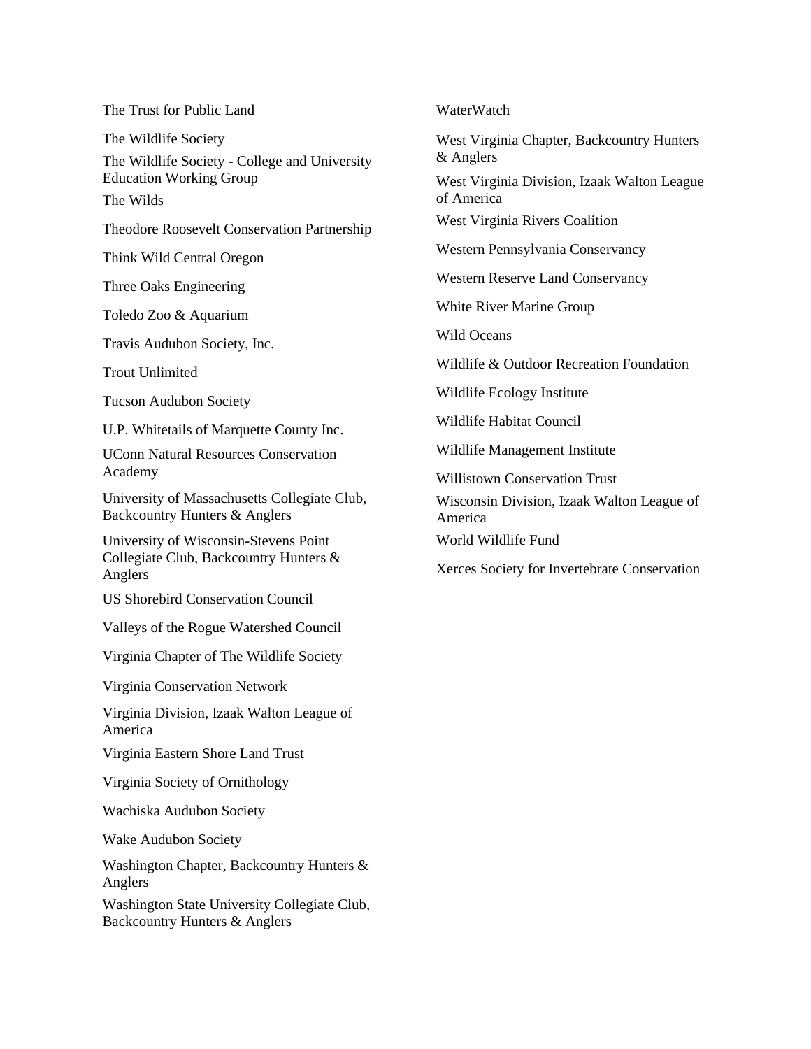The Trust for Public Land

The Wildlife Society

The Wildlife Society - College and University Education Working Group

The Wilds

Theodore Roosevelt Conservation Partnership

Think Wild Central Oregon

Three Oaks Engineering

Toledo Zoo & Aquarium

Travis Audubon Society, Inc.

Trout Unlimited

Tucson Audubon Society

U.P. Whitetails of Marquette County Inc.

UConn Natural Resources Conservation Academy

University of Massachusetts Collegiate Club, Backcountry Hunters & Anglers

University of Wisconsin-Stevens Point Collegiate Club, Backcountry Hunters & Anglers

US Shorebird Conservation Council

Valleys of the Rogue Watershed Council

Virginia Chapter of The Wildlife Society

Virginia Conservation Network

Virginia Division, Izaak Walton League of America

Virginia Eastern Shore Land Trust

Virginia Society of Ornithology

Wachiska Audubon Society

Wake Audubon Society

Washington Chapter, Backcountry Hunters & Anglers

Washington State University Collegiate Club, Backcountry Hunters & Anglers

WaterWatch

West Virginia Chapter, Backcountry Hunters & Anglers

West Virginia Division, Izaak Walton League of America

West Virginia Rivers Coalition

Western Pennsylvania Conservancy

Western Reserve Land Conservancy

White River Marine Group

Wild Oceans

Wildlife & Outdoor Recreation Foundation

Wildlife Ecology Institute

Wildlife Habitat Council

Wildlife Management Institute

Willistown Conservation Trust

Wisconsin Division, Izaak Walton League of America

World Wildlife Fund

Xerces Society for Invertebrate Conservation